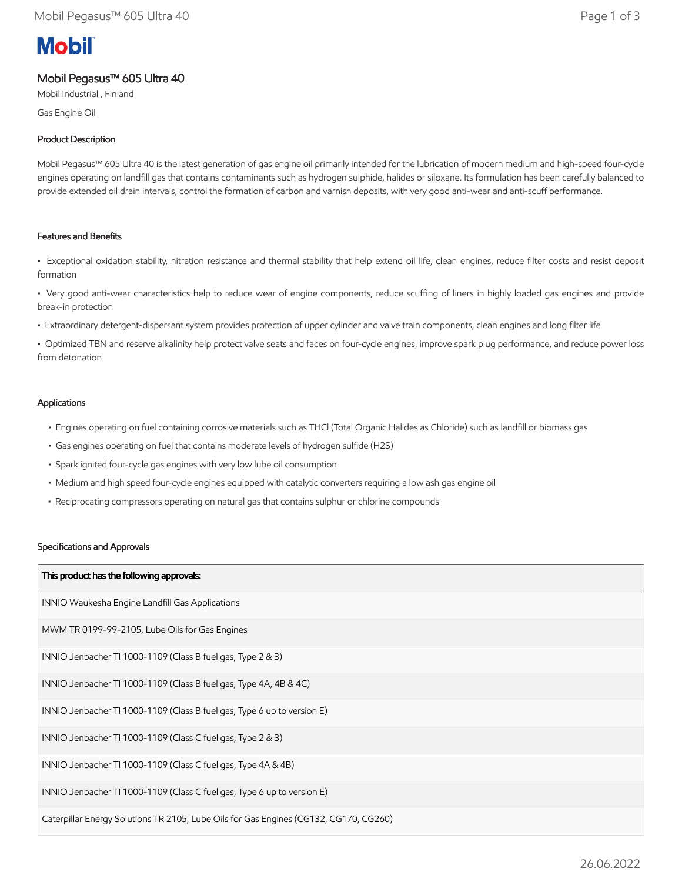# Mobil Pegasus™ 605 Ultra 40

Mobil Industrial , Finland

Gas Engine Oil

## Product Description

Mobil Pegasus™ 605 Ultra 40 is the latest generation of gas engine oil primarily intended for the lubrication of modern medium and high-speed four-cycle engines operating on landfill gas that contains contaminants such as hydrogen sulphide, halides or siloxane. Its formulation has been carefully balanced to provide extended oil drain intervals, control the formation of carbon and varnish deposits, with very good anti-wear and anti-scuff performance.

## Features and Benefits

- Exceptional oxidation stability, nitration resistance and thermal stability that help extend oil life, clean engines, reduce filter costs and resist deposit formation
- Very good anti-wear characteristics help to reduce wear of engine components, reduce scuffing of liners in highly loaded gas engines and provide break-in protection
- Extraordinary detergent-dispersant system provides protection of upper cylinder and valve train components, clean engines and long filter life
- Optimized TBN and reserve alkalinity help protect valve seats and faces on four-cycle engines, improve spark plug performance, and reduce power loss from detonation

## Applications

- Engines operating on fuel containing corrosive materials such as THCl (Total Organic Halides as Chloride) such as landfill or biomass gas
- Gas engines operating on fuel that contains moderate levels of hydrogen sulfide ($H_2S$)
- Spark ignited four-cycle gas engines with very low lube oil consumption
- Medium and high speed four-cycle engines equipped with catalytic converters requiring a low ash gas engine oil
- Reciprocating compressors operating on natural gas that contains sulphur or chlorine compounds

## Specifications and Approvals

| This product has the following approvals: |
|---|
| INNIO Waukesha Engine Landfill Gas Applications |
| MWM TR 0199-99-2105, Lube Oils for Gas Engines |
| INNIO Jenbacher TI 1000-1109 (Class B fuel gas, Type 2 & 3) |
| INNIO Jenbacher TI 1000-1109 (Class B fuel gas, Type 4A, 4B & 4C) |
| INNIO Jenbacher TI 1000-1109 (Class B fuel gas, Type 6 up to version E) |
| INNIO Jenbacher TI 1000-1109 (Class C fuel gas, Type 2 & 3) |
| INNIO Jenbacher TI 1000-1109 (Class C fuel gas, Type 4A & 4B) |
| INNIO Jenbacher TI 1000-1109 (Class C fuel gas, Type 6 up to version E) |
| Caterpillar Energy Solutions TR 2105, Lube Oils for Gas Engines (CG132, CG170, CG260) |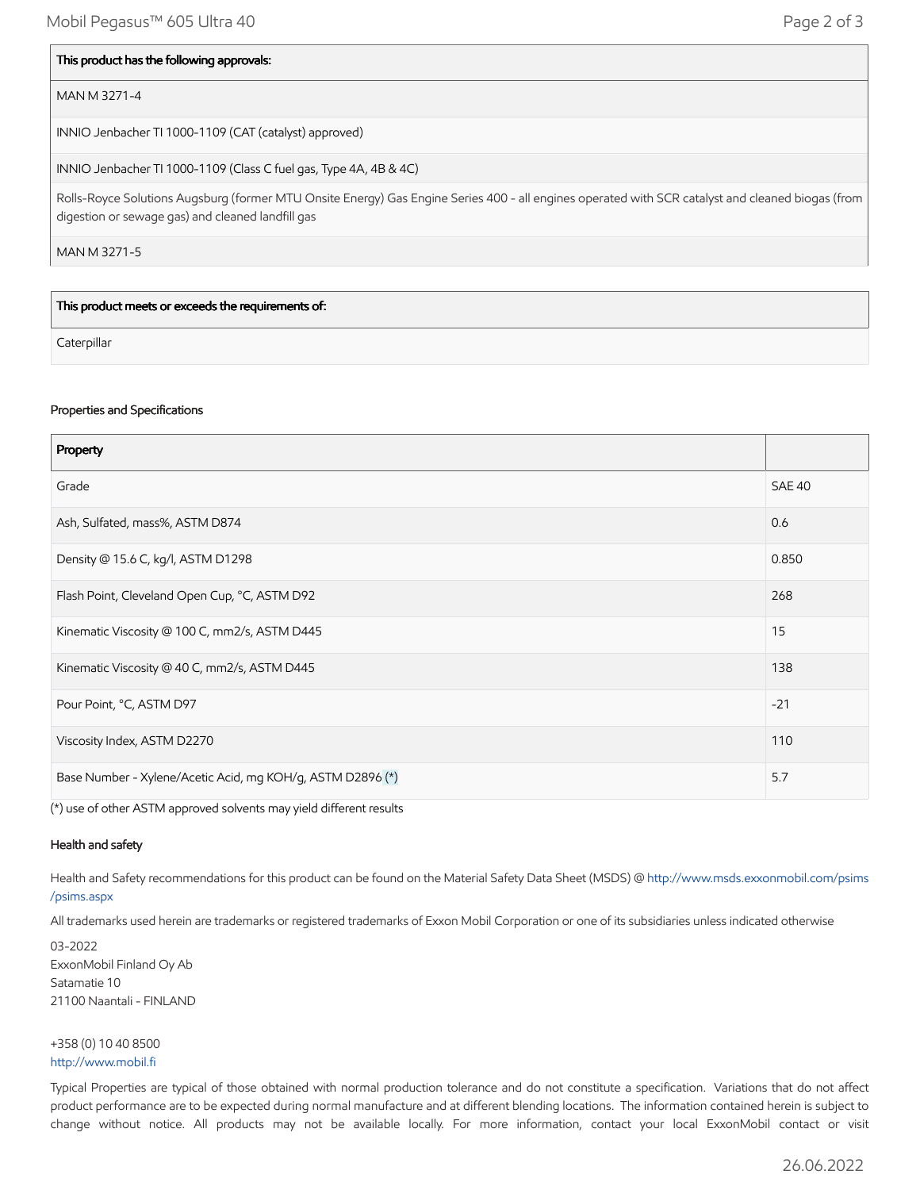| This product has the following approvals: |
| --- |
| MAN M 3271-4 |
| INNIO Jenbacher TI 1000-1109 (CAT (catalyst) approved) |
| INNIO Jenbacher TI 1000-1109 (Class C fuel gas, Type 4A, 4B & 4C) |
| Rolls-Royce Solutions Augsburg (former MTU Onsite Energy) Gas Engine Series 400 - all engines operated with SCR catalyst and cleaned biogas (from digestion or sewage gas) and cleaned landfill gas |
| MAN M 3271-5 |

| This product meets or exceeds the requirements of: |
| --- |
| Caterpillar |

### Properties and Specifications

| Property | |
| --- | --- |
| Grade | SAE 40 |
| Ash, Sulfated, mass%, ASTM D874 | 0.6 |
| Density @ 15.6 C, kg/l, ASTM D1298 | 0.850 |
| Flash Point, Cleveland Open Cup, °C, ASTM D92 | 268 |
| Kinematic Viscosity @ 100 C, mm2/s, ASTM D445 | 15 |
| Kinematic Viscosity @ 40 C, mm2/s, ASTM D445 | 138 |
| Pour Point, °C, ASTM D97 | -21 |
| Viscosity Index, ASTM D2270 | 110 |
| Base Number - Xylene/Acetic Acid, mg KOH/g, ASTM D2896 (*) | 5.7 |

(*) use of other ASTM approved solvents may yield different results

### Health and safety

Health and Safety recommendations for this product can be found on the Material Safety Data Sheet (MSDS) @ http://www.msds.exxonmobil.com/psims/psims.aspx

All trademarks used herein are trademarks or registered trademarks of Exxon Mobil Corporation or one of its subsidiaries unless indicated otherwise

03-2022
ExxonMobil Finland Oy Ab
Satamatie 10
21100 Naantali - FINLAND

+358 (0) 10 40 8500
http://www.mobil.fi

Typical Properties are typical of those obtained with normal production tolerance and do not constitute a specification. Variations that do not affect product performance are to be expected during normal manufacture and at different blending locations. The information contained herein is subject to change without notice. All products may not be available locally. For more information, contact your local ExxonMobil contact or visit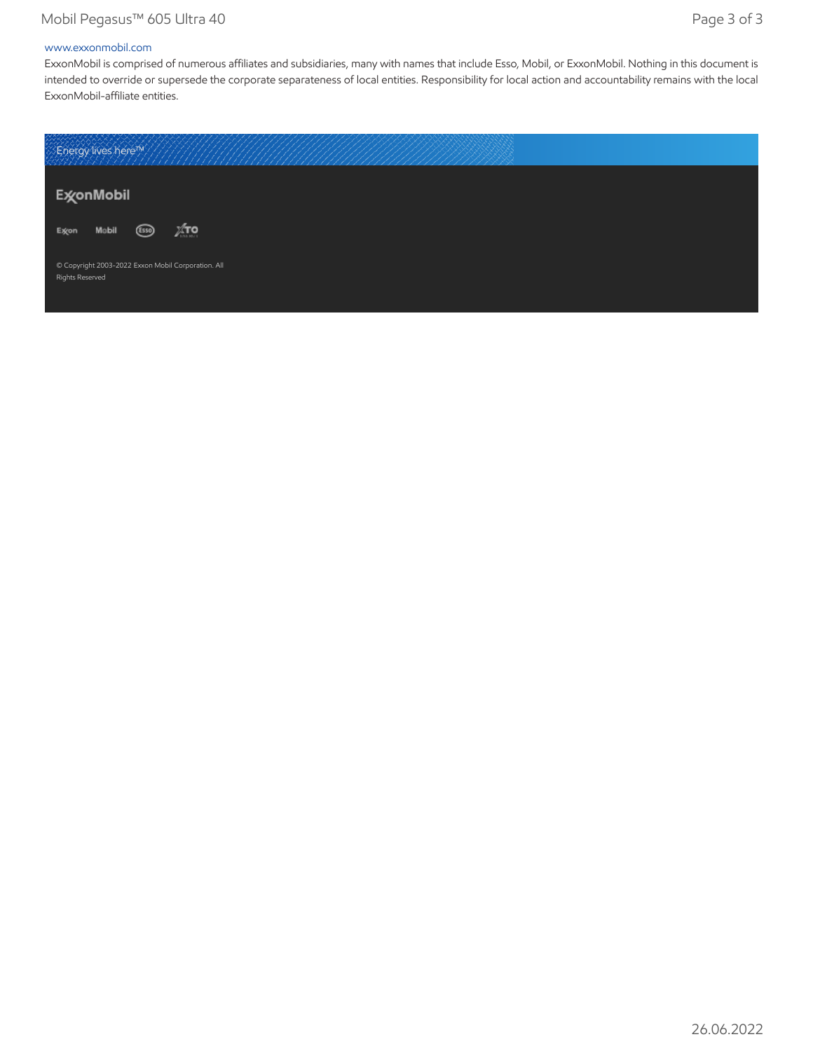www.exxonmobil.com

ExxonMobil is comprised of numerous affiliates and subsidiaries, many with names that include Esso, Mobil, or ExxonMobil. Nothing in this document is intended to override or supersede the corporate separateness of local entities. Responsibility for local action and accountability remains with the local ExxonMobil-affiliate entities.

Energy lives here™

ExxonMobil

Exxon Mobil Esso XTO

© Copyright 2003-2022 Exxon Mobil Corporation. All Rights Reserved

26.06.2022